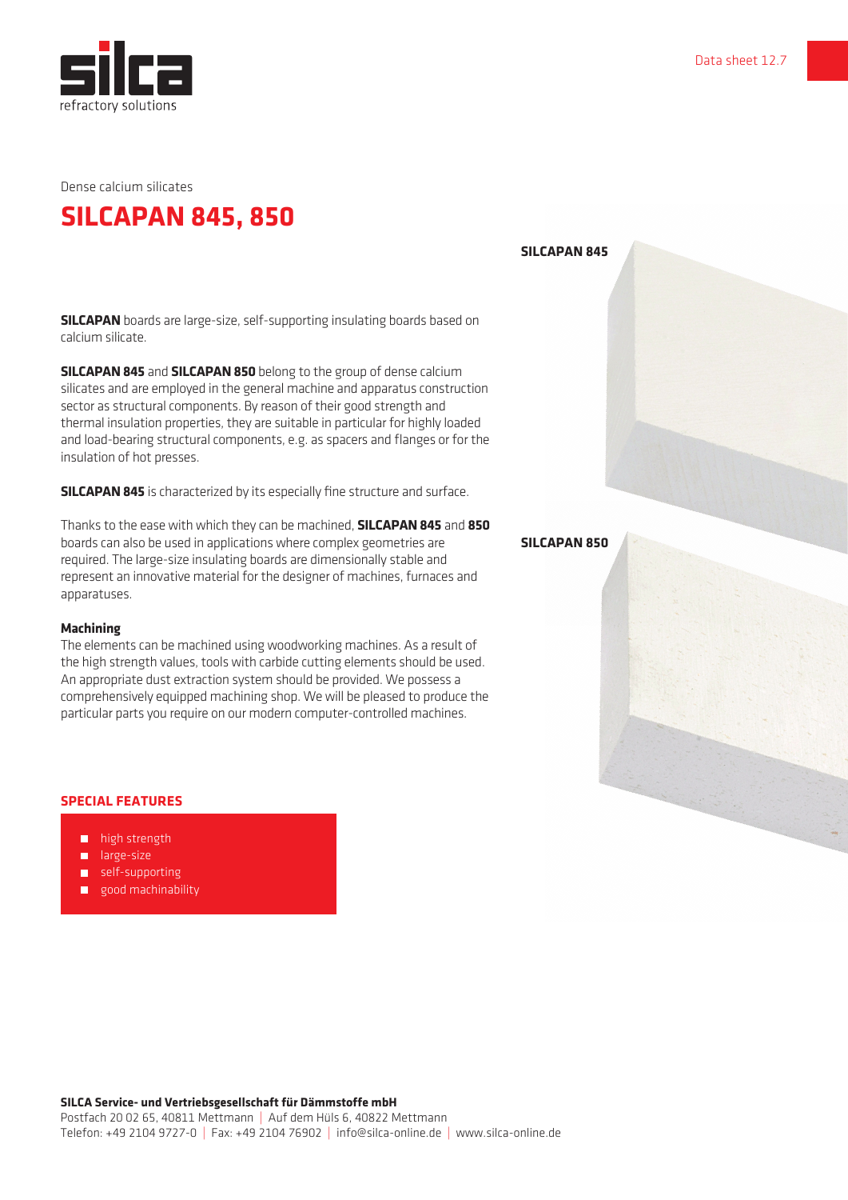silca
refractory solutions

Data sheet 12.7

Dense calcium silicates

# SILCAPAN 845, 850

**SILCAPAN** boards are large-size, self-supporting insulating boards based on calcium silicate.

**SILCAPAN 845** and **SILCAPAN 850** belong to the group of dense calcium silicates and are employed in the general machine and apparatus construction sector as structural components. By reason of their good strength and thermal insulation properties, they are suitable in particular for highly loaded and load-bearing structural components, e.g. as spacers and flanges or for the insulation of hot presses.

**SILCAPAN 845** is characterized by its especially fine structure and surface.

Thanks to the ease with which they can be machined, **SILCAPAN 845** and **850** boards can also be used in applications where complex geometries are required. The large-size insulating boards are dimensionally stable and represent an innovative material for the designer of machines, furnaces and apparatuses.

### Machining

The elements can be machined using woodworking machines. As a result of the high strength values, tools with carbide cutting elements should be used. An appropriate dust extraction system should be provided. We possess a comprehensively equipped machining shop. We will be pleased to produce the particular parts you require on our modern computer-controlled machines.

## SPECIAL FEATURES

- high strength
- large-size
- self-supporting
- good machinability

**SILCAPAN 845**

**SILCAPAN 850**

**SILCA Service- und Vertriebsgesellschaft für Dämmstoffe mbH**
Postfach 20 02 65, 40811 Mettmann | Auf dem Hüls 6, 40822 Mettmann
Telefon: +49 2104 9727-0 | Fax: +49 2104 76902 | info@silca-online.de | www.silca-online.de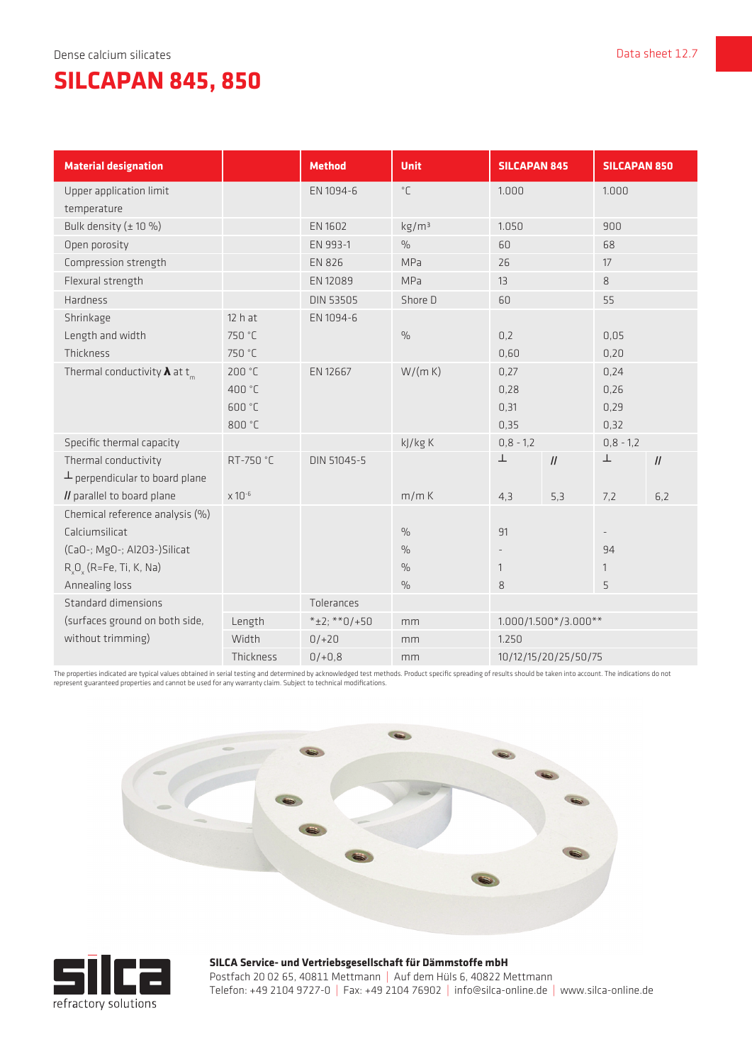Dense calcium silicates

# SILCAPAN 845, 850

Data sheet 12.7

| Material designation | | Method | Unit | SILCAPAN 845 | | SILCAPAN 850 | |
|---|---|---|---|---|---|---|---|
| Upper application limit temperature | | EN 1094-6 | °C | 1.000 | | 1.000 | |
| Bulk density (± 10 %) | | EN 1602 | kg/m³ | 1.050 | | 900 | |
| Open porosity | | EN 993-1 | % | 60 | | 68 | |
| Compression strength | | EN 826 | MPa | 26 | | 17 | |
| Flexural strength | | EN 12089 | MPa | 13 | | 8 | |
| Hardness | | DIN 53505 | Shore D | 60 | | 55 | |
| Shrinkage | 12 h at | EN 1094-6 | | | | | |
| Length and width | 750 °C | | % | 0,2 | | 0,05 | |
| Thickness | 750 °C | | | 0,60 | | 0,20 | |
| Thermal conductivity λ at $t_m$ | 200 °C | EN 12667 | W/(m K) | 0,27 | | 0,24 | |
| | 400 °C | | | 0,28 | | 0,26 | |
| | 600 °C | | | 0,31 | | 0,29 | |
| | 800 °C | | | 0,35 | | 0,32 | |
| Specific thermal capacity | | | kJ/kg K | 0,8 - 1,2 | | 0,8 - 1,2 | |
| Thermal conductivity | RT-750 °C | DIN 51045-5 | | ⊥ | // | ⊥ | // |
| ⊥ perpendicular to board plane | | | | | | | |
| // parallel to board plane | $x\,10^{-6}$ | | m/m K | 4,3 | 5,3 | 7,2 | 6,2 |
| Chemical reference analysis (%) | | | | | | | |
| Calciumsilicat | | | % | 91 | | - | |
| (CaO-; MgO-; Al2O3-)Silicat | | | % | - | | 94 | |
| $R_xO_x$ (R=Fe, Ti, K, Na) | | | % | 1 | | 1 | |
| Annealing loss | | | % | 8 | | 5 | |
| Standard dimensions | | Tolerances | | | | | |
| (surfaces ground on both side, without trimming) | Length | *±2; **0/+50 | mm | 1.000/1.500*/3.000** | | | |
| | Width | 0/+20 | mm | 1.250 | | | |
| | Thickness | 0/+0,8 | mm | 10/12/15/20/25/50/75 | | | |

The properties indicated are typical values obtained in serial testing and determined by acknowledged test methods. Product specific spreading of results should be taken into account. The indications do not represent guaranteed properties and cannot be used for any warranty claim. Subject to technical modifications.

silca refractory solutions

**SILCA Service- und Vertriebsgesellschaft für Dämmstoffe mbH**
Postfach 20 02 65, 40811 Mettmann | Auf dem Hüls 6, 40822 Mettmann
Telefon: +49 2104 9727-0 | Fax: +49 2104 76902 | info@silca-online.de | www.silca-online.de